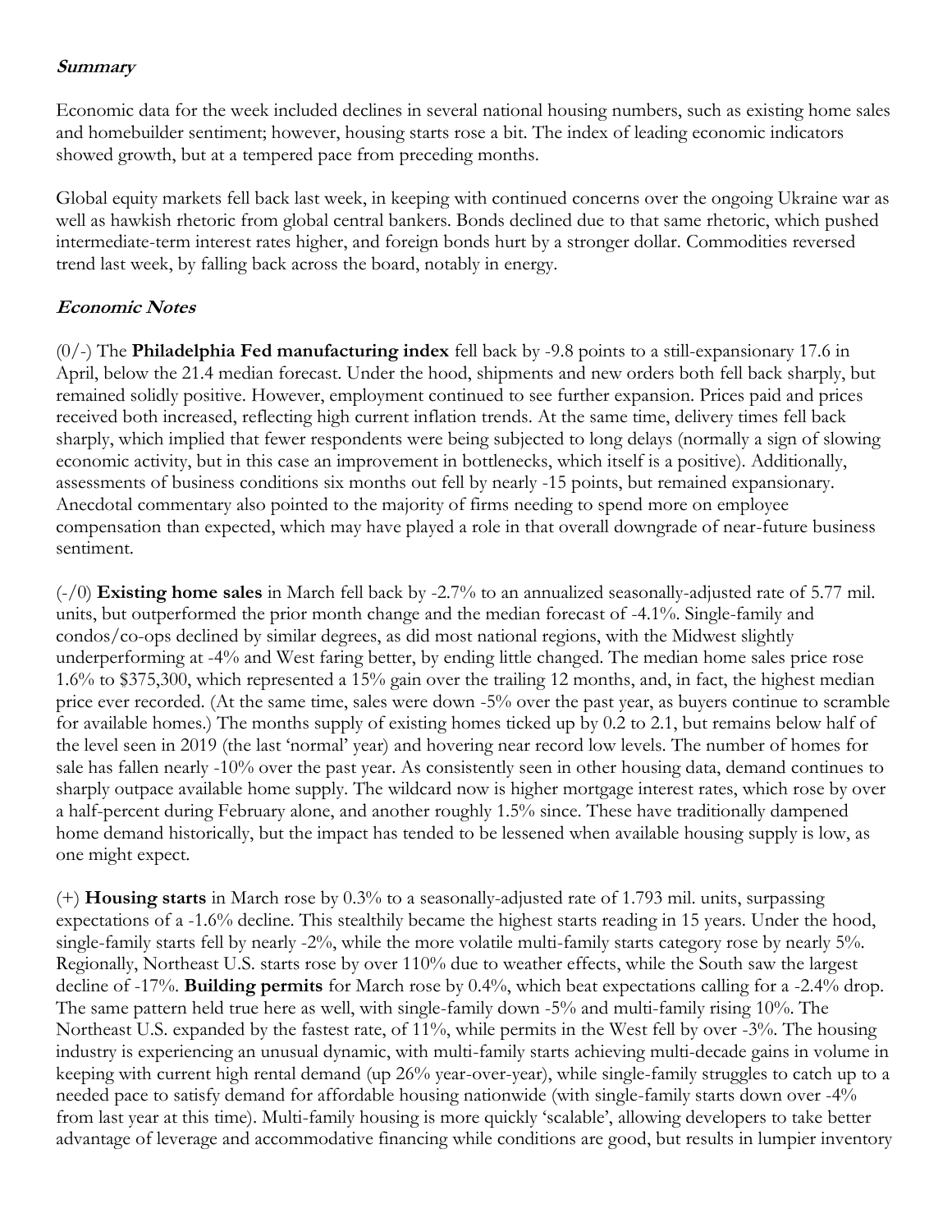## ***Summary***

Economic data for the week included declines in several national housing numbers, such as existing home sales and homebuilder sentiment; however, housing starts rose a bit. The index of leading economic indicators showed growth, but at a tempered pace from preceding months.

Global equity markets fell back last week, in keeping with continued concerns over the ongoing Ukraine war as well as hawkish rhetoric from global central bankers. Bonds declined due to that same rhetoric, which pushed intermediate-term interest rates higher, and foreign bonds hurt by a stronger dollar. Commodities reversed trend last week, by falling back across the board, notably in energy.

## ***Economic Notes***

(0/-) The **Philadelphia Fed manufacturing index** fell back by -9.8 points to a still-expansionary 17.6 in April, below the 21.4 median forecast. Under the hood, shipments and new orders both fell back sharply, but remained solidly positive. However, employment continued to see further expansion. Prices paid and prices received both increased, reflecting high current inflation trends. At the same time, delivery times fell back sharply, which implied that fewer respondents were being subjected to long delays (normally a sign of slowing economic activity, but in this case an improvement in bottlenecks, which itself is a positive). Additionally, assessments of business conditions six months out fell by nearly -15 points, but remained expansionary. Anecdotal commentary also pointed to the majority of firms needing to spend more on employee compensation than expected, which may have played a role in that overall downgrade of near-future business sentiment.

(-/0) **Existing home sales** in March fell back by -2.7% to an annualized seasonally-adjusted rate of 5.77 mil. units, but outperformed the prior month change and the median forecast of -4.1%. Single-family and condos/co-ops declined by similar degrees, as did most national regions, with the Midwest slightly underperforming at -4% and West faring better, by ending little changed. The median home sales price rose 1.6% to $375,300, which represented a 15% gain over the trailing 12 months, and, in fact, the highest median price ever recorded. (At the same time, sales were down -5% over the past year, as buyers continue to scramble for available homes.) The months supply of existing homes ticked up by 0.2 to 2.1, but remains below half of the level seen in 2019 (the last 'normal' year) and hovering near record low levels. The number of homes for sale has fallen nearly -10% over the past year. As consistently seen in other housing data, demand continues to sharply outpace available home supply. The wildcard now is higher mortgage interest rates, which rose by over a half-percent during February alone, and another roughly 1.5% since. These have traditionally dampened home demand historically, but the impact has tended to be lessened when available housing supply is low, as one might expect.

(+) **Housing starts** in March rose by 0.3% to a seasonally-adjusted rate of 1.793 mil. units, surpassing expectations of a -1.6% decline. This stealthily became the highest starts reading in 15 years. Under the hood, single-family starts fell by nearly -2%, while the more volatile multi-family starts category rose by nearly 5%. Regionally, Northeast U.S. starts rose by over 110% due to weather effects, while the South saw the largest decline of -17%. **Building permits** for March rose by 0.4%, which beat expectations calling for a -2.4% drop. The same pattern held true here as well, with single-family down -5% and multi-family rising 10%. The Northeast U.S. expanded by the fastest rate, of 11%, while permits in the West fell by over -3%. The housing industry is experiencing an unusual dynamic, with multi-family starts achieving multi-decade gains in volume in keeping with current high rental demand (up 26% year-over-year), while single-family struggles to catch up to a needed pace to satisfy demand for affordable housing nationwide (with single-family starts down over -4% from last year at this time). Multi-family housing is more quickly 'scalable', allowing developers to take better advantage of leverage and accommodative financing while conditions are good, but results in lumpier inventory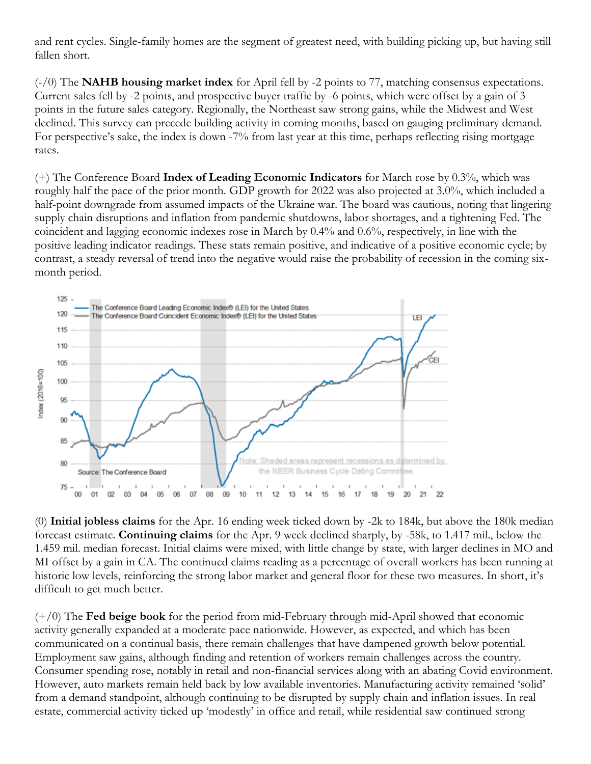and rent cycles. Single-family homes are the segment of greatest need, with building picking up, but having still fallen short.

(-/0) The **NAHB housing market index** for April fell by -2 points to 77, matching consensus expectations. Current sales fell by -2 points, and prospective buyer traffic by -6 points, which were offset by a gain of 3 points in the future sales category. Regionally, the Northeast saw strong gains, while the Midwest and West declined. This survey can precede building activity in coming months, based on gauging preliminary demand. For perspective's sake, the index is down -7% from last year at this time, perhaps reflecting rising mortgage rates.

(+) The Conference Board **Index of Leading Economic Indicators** for March rose by 0.3%, which was roughly half the pace of the prior month. GDP growth for 2022 was also projected at 3.0%, which included a half-point downgrade from assumed impacts of the Ukraine war. The board was cautious, noting that lingering supply chain disruptions and inflation from pandemic shutdowns, labor shortages, and a tightening Fed. The coincident and lagging economic indexes rose in March by 0.4% and 0.6%, respectively, in line with the positive leading indicator readings. These stats remain positive, and indicative of a positive economic cycle; by contrast, a steady reversal of trend into the negative would raise the probability of recession in the coming six-month period.

(0) **Initial jobless claims** for the Apr. 16 ending week ticked down by -2k to 184k, but above the 180k median forecast estimate. **Continuing claims** for the Apr. 9 week declined sharply, by -58k, to 1.417 mil., below the 1.459 mil. median forecast. Initial claims were mixed, with little change by state, with larger declines in MO and MI offset by a gain in CA. The continued claims reading as a percentage of overall workers has been running at historic low levels, reinforcing the strong labor market and general floor for these two measures. In short, it's difficult to get much better.

(+/0) The **Fed beige book** for the period from mid-February through mid-April showed that economic activity generally expanded at a moderate pace nationwide. However, as expected, and which has been communicated on a continual basis, there remain challenges that have dampened growth below potential. Employment saw gains, although finding and retention of workers remain challenges across the country. Consumer spending rose, notably in retail and non-financial services along with an abating Covid environment. However, auto markets remain held back by low available inventories. Manufacturing activity remained 'solid' from a demand standpoint, although continuing to be disrupted by supply chain and inflation issues. In real estate, commercial activity ticked up 'modestly' in office and retail, while residential saw continued strong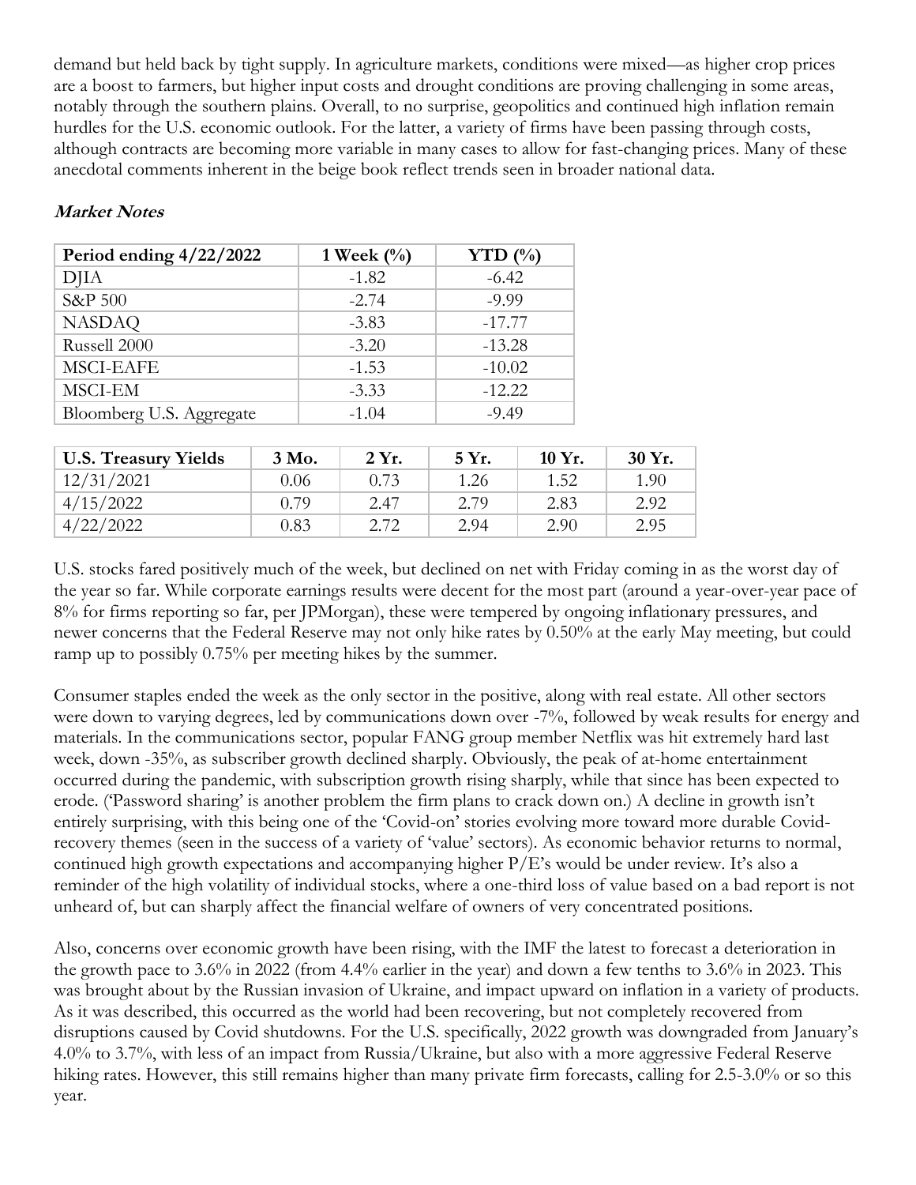demand but held back by tight supply. In agriculture markets, conditions were mixed—as higher crop prices are a boost to farmers, but higher input costs and drought conditions are proving challenging in some areas, notably through the southern plains. Overall, to no surprise, geopolitics and continued high inflation remain hurdles for the U.S. economic outlook. For the latter, a variety of firms have been passing through costs, although contracts are becoming more variable in many cases to allow for fast-changing prices. Many of these anecdotal comments inherent in the beige book reflect trends seen in broader national data.

***Market Notes***

| Period ending 4/22/2022 | 1 Week (%) | YTD (%) |
|---|---|---|
| DJIA | -1.82 | -6.42 |
| S&P 500 | -2.74 | -9.99 |
| NASDAQ | -3.83 | -17.77 |
| Russell 2000 | -3.20 | -13.28 |
| MSCI-EAFE | -1.53 | -10.02 |
| MSCI-EM | -3.33 | -12.22 |
| Bloomberg U.S. Aggregate | -1.04 | -9.49 |

| U.S. Treasury Yields | 3 Mo. | 2 Yr. | 5 Yr. | 10 Yr. | 30 Yr. |
|---|---|---|---|---|---|
| 12/31/2021 | 0.06 | 0.73 | 1.26 | 1.52 | 1.90 |
| 4/15/2022 | 0.79 | 2.47 | 2.79 | 2.83 | 2.92 |
| 4/22/2022 | 0.83 | 2.72 | 2.94 | 2.90 | 2.95 |

U.S. stocks fared positively much of the week, but declined on net with Friday coming in as the worst day of the year so far. While corporate earnings results were decent for the most part (around a year-over-year pace of 8% for firms reporting so far, per JPMorgan), these were tempered by ongoing inflationary pressures, and newer concerns that the Federal Reserve may not only hike rates by 0.50% at the early May meeting, but could ramp up to possibly 0.75% per meeting hikes by the summer.

Consumer staples ended the week as the only sector in the positive, along with real estate. All other sectors were down to varying degrees, led by communications down over -7%, followed by weak results for energy and materials. In the communications sector, popular FANG group member Netflix was hit extremely hard last week, down -35%, as subscriber growth declined sharply. Obviously, the peak of at-home entertainment occurred during the pandemic, with subscription growth rising sharply, while that since has been expected to erode. ('Password sharing' is another problem the firm plans to crack down on.) A decline in growth isn't entirely surprising, with this being one of the 'Covid-on' stories evolving more toward more durable Covid-recovery themes (seen in the success of a variety of 'value' sectors). As economic behavior returns to normal, continued high growth expectations and accompanying higher P/E's would be under review. It's also a reminder of the high volatility of individual stocks, where a one-third loss of value based on a bad report is not unheard of, but can sharply affect the financial welfare of owners of very concentrated positions.

Also, concerns over economic growth have been rising, with the IMF the latest to forecast a deterioration in the growth pace to 3.6% in 2022 (from 4.4% earlier in the year) and down a few tenths to 3.6% in 2023. This was brought about by the Russian invasion of Ukraine, and impact upward on inflation in a variety of products. As it was described, this occurred as the world had been recovering, but not completely recovered from disruptions caused by Covid shutdowns. For the U.S. specifically, 2022 growth was downgraded from January's 4.0% to 3.7%, with less of an impact from Russia/Ukraine, but also with a more aggressive Federal Reserve hiking rates. However, this still remains higher than many private firm forecasts, calling for 2.5-3.0% or so this year.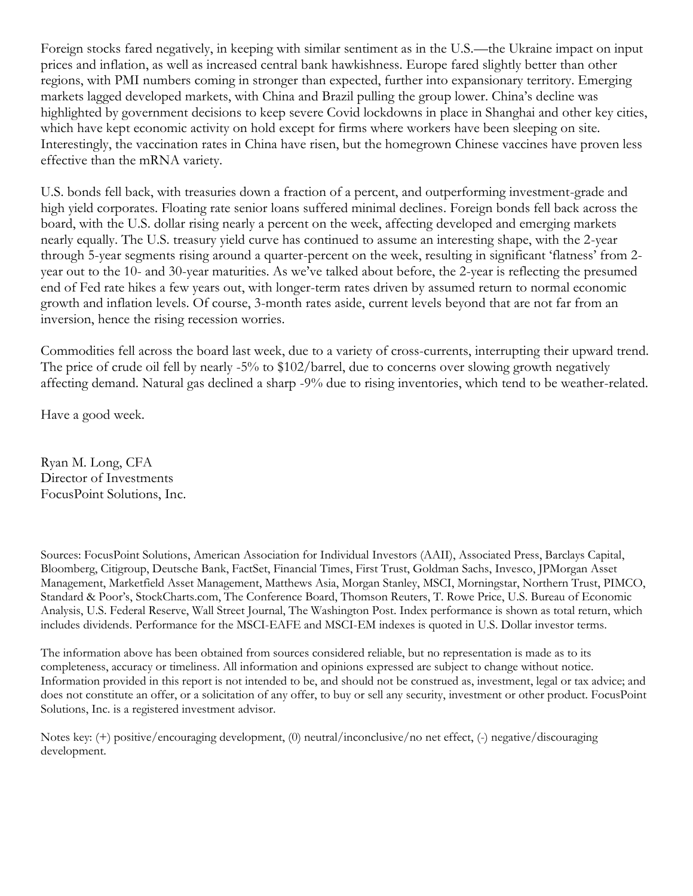Foreign stocks fared negatively, in keeping with similar sentiment as in the U.S.—the Ukraine impact on input prices and inflation, as well as increased central bank hawkishness. Europe fared slightly better than other regions, with PMI numbers coming in stronger than expected, further into expansionary territory. Emerging markets lagged developed markets, with China and Brazil pulling the group lower. China's decline was highlighted by government decisions to keep severe Covid lockdowns in place in Shanghai and other key cities, which have kept economic activity on hold except for firms where workers have been sleeping on site. Interestingly, the vaccination rates in China have risen, but the homegrown Chinese vaccines have proven less effective than the mRNA variety.

U.S. bonds fell back, with treasuries down a fraction of a percent, and outperforming investment-grade and high yield corporates. Floating rate senior loans suffered minimal declines. Foreign bonds fell back across the board, with the U.S. dollar rising nearly a percent on the week, affecting developed and emerging markets nearly equally. The U.S. treasury yield curve has continued to assume an interesting shape, with the 2-year through 5-year segments rising around a quarter-percent on the week, resulting in significant 'flatness' from 2-year out to the 10- and 30-year maturities. As we've talked about before, the 2-year is reflecting the presumed end of Fed rate hikes a few years out, with longer-term rates driven by assumed return to normal economic growth and inflation levels. Of course, 3-month rates aside, current levels beyond that are not far from an inversion, hence the rising recession worries.

Commodities fell across the board last week, due to a variety of cross-currents, interrupting their upward trend. The price of crude oil fell by nearly -5% to $102/barrel, due to concerns over slowing growth negatively affecting demand. Natural gas declined a sharp -9% due to rising inventories, which tend to be weather-related.

Have a good week.

Ryan M. Long, CFA
Director of Investments
FocusPoint Solutions, Inc.

Sources: FocusPoint Solutions, American Association for Individual Investors (AAII), Associated Press, Barclays Capital, Bloomberg, Citigroup, Deutsche Bank, FactSet, Financial Times, First Trust, Goldman Sachs, Invesco, JPMorgan Asset Management, Marketfield Asset Management, Matthews Asia, Morgan Stanley, MSCI, Morningstar, Northern Trust, PIMCO, Standard & Poor's, StockCharts.com, The Conference Board, Thomson Reuters, T. Rowe Price, U.S. Bureau of Economic Analysis, U.S. Federal Reserve, Wall Street Journal, The Washington Post. Index performance is shown as total return, which includes dividends. Performance for the MSCI-EAFE and MSCI-EM indexes is quoted in U.S. Dollar investor terms.

The information above has been obtained from sources considered reliable, but no representation is made as to its completeness, accuracy or timeliness. All information and opinions expressed are subject to change without notice. Information provided in this report is not intended to be, and should not be construed as, investment, legal or tax advice; and does not constitute an offer, or a solicitation of any offer, to buy or sell any security, investment or other product. FocusPoint Solutions, Inc. is a registered investment advisor.

Notes key: (+) positive/encouraging development, (0) neutral/inconclusive/no net effect, (-) negative/discouraging development.